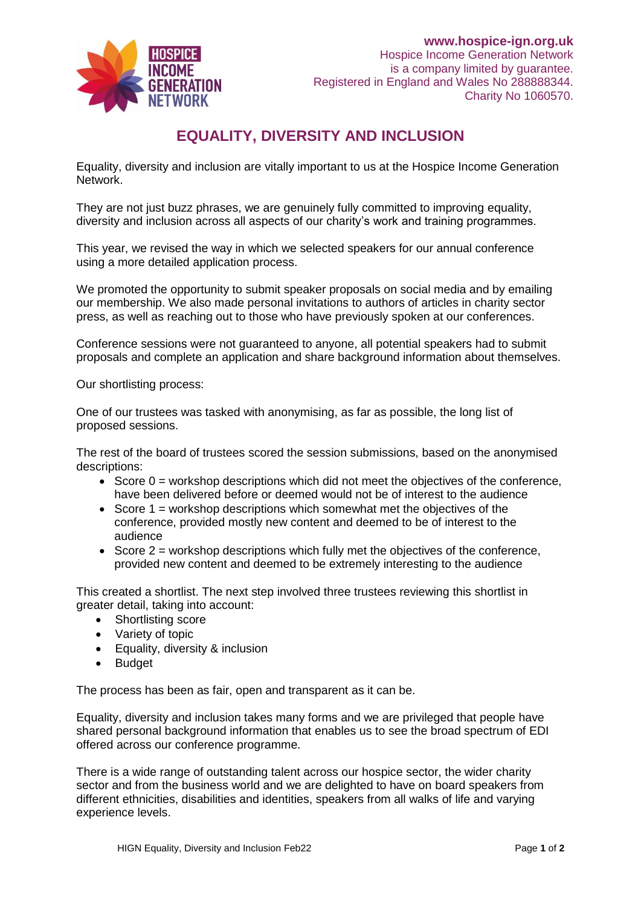www.hospice-ign.org.uk
Hospice Income Generation Network
is a company limited by guarantee.
Registered in England and Wales No 288888344.
Charity No 1060570.

# EQUALITY, DIVERSITY AND INCLUSION

Equality, diversity and inclusion are vitally important to us at the Hospice Income Generation Network.

They are not just buzz phrases, we are genuinely fully committed to improving equality, diversity and inclusion across all aspects of our charity's work and training programmes.

This year, we revised the way in which we selected speakers for our annual conference using a more detailed application process.

We promoted the opportunity to submit speaker proposals on social media and by emailing our membership. We also made personal invitations to authors of articles in charity sector press, as well as reaching out to those who have previously spoken at our conferences.

Conference sessions were not guaranteed to anyone, all potential speakers had to submit proposals and complete an application and share background information about themselves.

Our shortlisting process:

One of our trustees was tasked with anonymising, as far as possible, the long list of proposed sessions.

The rest of the board of trustees scored the session submissions, based on the anonymised descriptions:

- Score 0 = workshop descriptions which did not meet the objectives of the conference, have been delivered before or deemed would not be of interest to the audience
- Score 1 = workshop descriptions which somewhat met the objectives of the conference, provided mostly new content and deemed to be of interest to the audience
- Score 2 = workshop descriptions which fully met the objectives of the conference, provided new content and deemed to be extremely interesting to the audience

This created a shortlist. The next step involved three trustees reviewing this shortlist in greater detail, taking into account:

- Shortlisting score
- Variety of topic
- Equality, diversity & inclusion
- Budget

The process has been as fair, open and transparent as it can be.

Equality, diversity and inclusion takes many forms and we are privileged that people have shared personal background information that enables us to see the broad spectrum of EDI offered across our conference programme.

There is a wide range of outstanding talent across our hospice sector, the wider charity sector and from the business world and we are delighted to have on board speakers from different ethnicities, disabilities and identities, speakers from all walks of life and varying experience levels.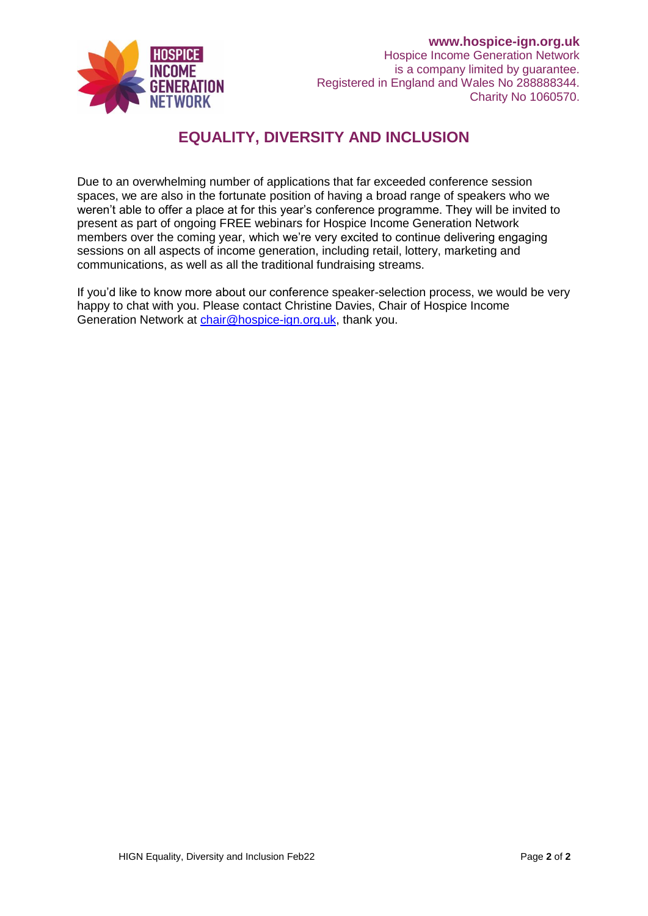**www.hospice-ign.org.uk**
Hospice Income Generation Network
is a company limited by guarantee.
Registered in England and Wales No 288888344.
Charity No 1060570.

## EQUALITY, DIVERSITY AND INCLUSION

Due to an overwhelming number of applications that far exceeded conference session spaces, we are also in the fortunate position of having a broad range of speakers who we weren't able to offer a place at for this year's conference programme. They will be invited to present as part of ongoing FREE webinars for Hospice Income Generation Network members over the coming year, which we're very excited to continue delivering engaging sessions on all aspects of income generation, including retail, lottery, marketing and communications, as well as all the traditional fundraising streams.

If you'd like to know more about our conference speaker-selection process, we would be very happy to chat with you. Please contact Christine Davies, Chair of Hospice Income Generation Network at chair@hospice-ign.org.uk, thank you.